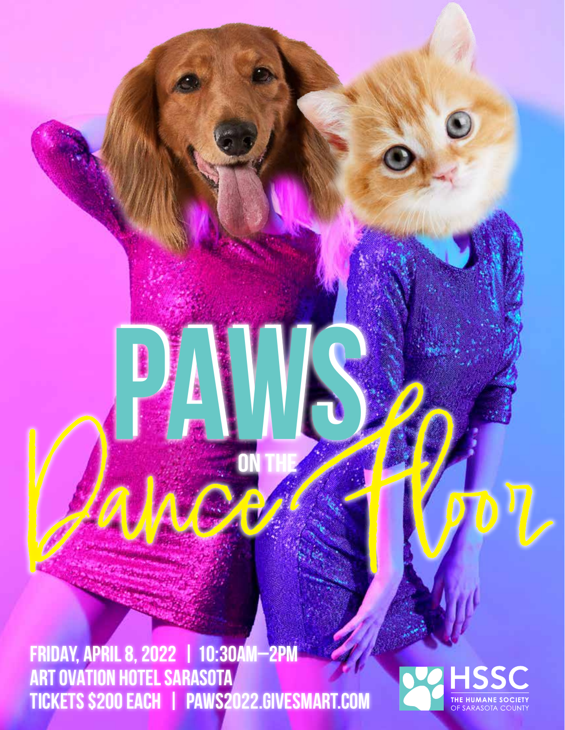# PAWS ON THE Dance Floor

FRIDAY, APRIL 8, 2022 | 10:30AM–2PM
ART OVATION HOTEL SARASOTA
TICKETS $200 EACH | PAWS2022.GIVESMART.COM

HSSC
THE HUMANE SOCIETY OF SARASOTA COUNTY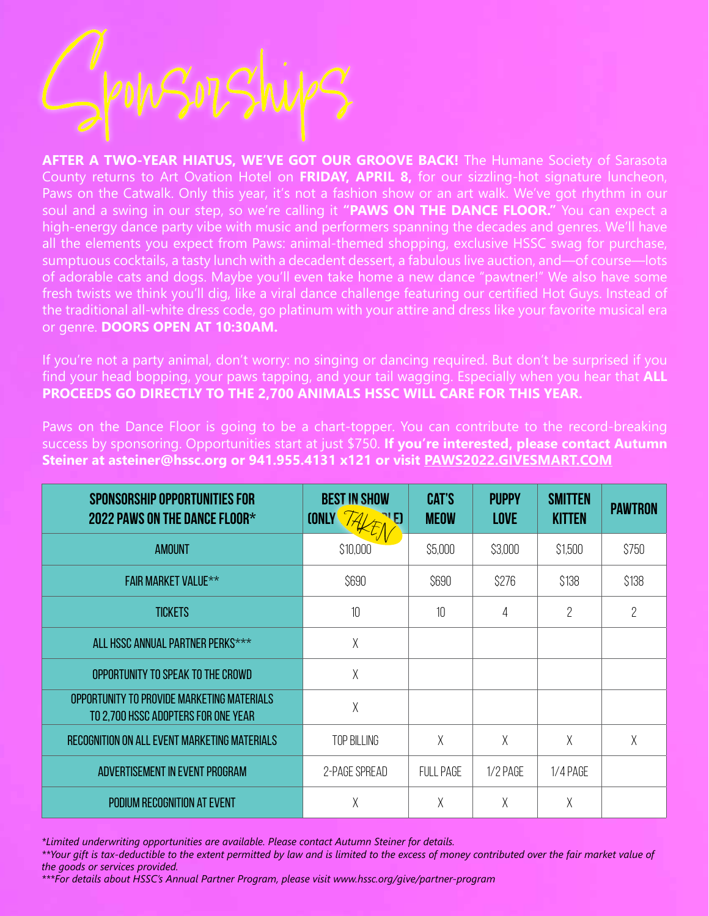# Sponsorships

**AFTER A TWO-YEAR HIATUS, WE'VE GOT OUR GROOVE BACK!** The Humane Society of Sarasota County returns to Art Ovation Hotel on **FRIDAY, APRIL 8,** for our sizzling-hot signature luncheon, Paws on the Catwalk. Only this year, it's not a fashion show or an art walk. We've got rhythm in our soul and a swing in our step, so we're calling it **"PAWS ON THE DANCE FLOOR."** You can expect a high-energy dance party vibe with music and performers spanning the decades and genres. We'll have all the elements you expect from Paws: animal-themed shopping, exclusive HSSC swag for purchase, sumptuous cocktails, a tasty lunch with a decadent dessert, a fabulous live auction, and—of course—lots of adorable cats and dogs. Maybe you'll even take home a new dance "pawtner!" We also have some fresh twists we think you'll dig, like a viral dance challenge featuring our certified Hot Guys. Instead of the traditional all-white dress code, go platinum with your attire and dress like your favorite musical era or genre. **DOORS OPEN AT 10:30AM.**

If you're not a party animal, don't worry: no singing or dancing required. But don't be surprised if you find your head bopping, your paws tapping, and your tail wagging. Especially when you hear that **ALL PROCEEDS GO DIRECTLY TO THE 2,700 ANIMALS HSSC WILL CARE FOR THIS YEAR.**

Paws on the Dance Floor is going to be a chart-topper. You can contribute to the record-breaking success by sponsoring. Opportunities start at just $750. **If you're interested, please contact Autumn Steiner at asteiner@hssc.org or 941.955.4131 x121 or visit PAWS2022.GIVESMART.COM**

| SPONSORSHIP OPPORTUNITIES FOR 2022 PAWS ON THE DANCE FLOOR* | BEST IN SHOW (ONLY AVAILABLE) TAKEN | CAT'S MEOW | PUPPY LOVE | SMITTEN KITTEN | PAWTRON |
|---|---|---|---|---|---|
| AMOUNT | $10,000 | $5,000 | $3,000 | $1,500 | $750 |
| FAIR MARKET VALUE** | $690 | $690 | $276 | $138 | $138 |
| TICKETS | 10 | 10 | 4 | 2 | 2 |
| ALL HSSC ANNUAL PARTNER PERKS*** | X | | | | |
| OPPORTUNITY TO SPEAK TO THE CROWD | X | | | | |
| OPPORTUNITY TO PROVIDE MARKETING MATERIALS TO 2,700 HSSC ADOPTERS FOR ONE YEAR | X | | | | |
| RECOGNITION ON ALL EVENT MARKETING MATERIALS | TOP BILLING | X | X | X | X |
| ADVERTISEMENT IN EVENT PROGRAM | 2-PAGE SPREAD | FULL PAGE | 1/2 PAGE | 1/4 PAGE | |
| PODIUM RECOGNITION AT EVENT | X | X | X | X | |

*\*Limited underwriting opportunities are available. Please contact Autumn Steiner for details.*

*\*\*Your gift is tax-deductible to the extent permitted by law and is limited to the excess of money contributed over the fair market value of the goods or services provided.*

*\*\*\*For details about HSSC's Annual Partner Program, please visit www.hssc.org/give/partner-program*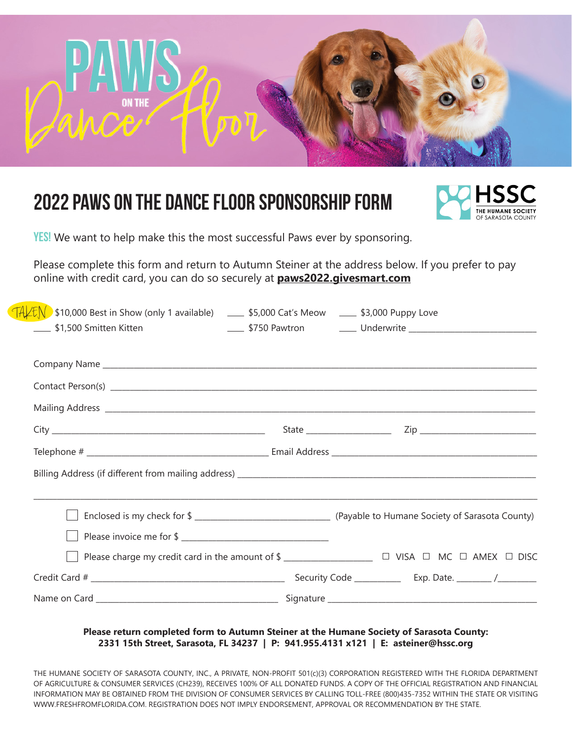PAWS ON THE Dance Floor

# 2022 PAWS ON THE DANCE FLOOR SPONSORSHIP FORM

HSSC THE HUMANE SOCIETY OF SARASOTA COUNTY

**YES!** We want to help make this the most successful Paws ever by sponsoring.

Please complete this form and return to Autumn Steiner at the address below. If you prefer to pay online with credit card, you can do so securely at **paws2022.givesmart.com**

TAKEN $10,000 Best in Show (only 1 available) ____ $5,000 Cat's Meow ____ $3,000 Puppy Love

____ $1,500 Smitten Kitten ____ $750 Pawtron ____ Underwrite ____________________

Company Name ____________________

Contact Person(s) ____________________

Mailing Address ____________________

City ____________________ State ____________ Zip ____________

Telephone # ____________________ Email Address ____________________

Billing Address (if different from mailing address) ____________________

☐ Enclosed is my check for $ ____________ (Payable to Humane Society of Sarasota County)

☐ Please invoice me for $ ____________

☐ Please charge my credit card in the amount of $ ____________ ☐ VISA ☐ MC ☐ AMEX ☐ DISC

Credit Card # ____________________ Security Code ________ Exp. Date. _____ / _____

Name on Card ____________________ Signature ____________________

**Please return completed form to Autumn Steiner at the Humane Society of Sarasota County:**
**2331 15th Street, Sarasota, FL 34237 | P: 941.955.4131 x121 | E: asteiner@hssc.org**

THE HUMANE SOCIETY OF SARASOTA COUNTY, INC., A PRIVATE, NON-PROFIT 501(c)(3) CORPORATION REGISTERED WITH THE FLORIDA DEPARTMENT OF AGRICULTURE & CONSUMER SERVICES (CH239), RECEIVES 100% OF ALL DONATED FUNDS. A COPY OF THE OFFICIAL REGISTRATION AND FINANCIAL INFORMATION MAY BE OBTAINED FROM THE DIVISION OF CONSUMER SERVICES BY CALLING TOLL-FREE (800)435-7352 WITHIN THE STATE OR VISITING WWW.FRESHFROMFLORIDA.COM. REGISTRATION DOES NOT IMPLY ENDORSEMENT, APPROVAL OR RECOMMENDATION BY THE STATE.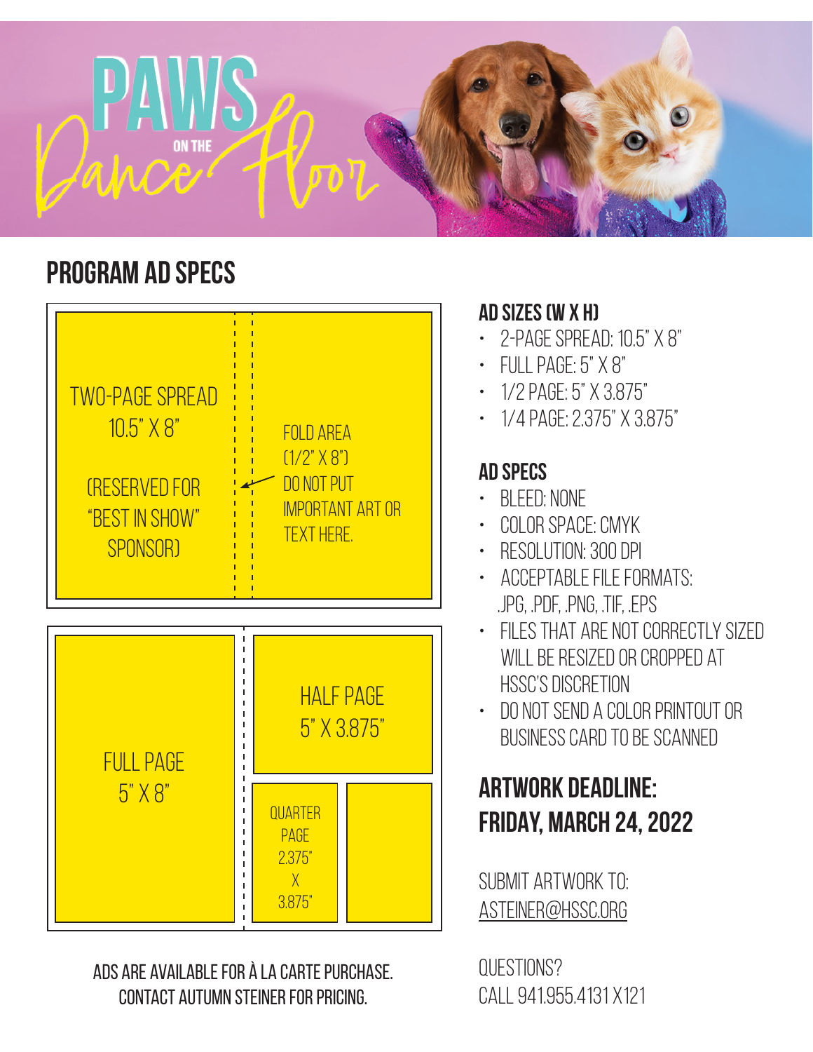# PAWS ON THE Dance Floor

## PROGRAM AD SPECS

TWO-PAGE SPREAD
10.5" X 8"

(RESERVED FOR "BEST IN SHOW" SPONSOR)

FOLD AREA (1/2" X 8") DO NOT PUT IMPORTANT ART OR TEXT HERE.

FULL PAGE
5" X 8"

HALF PAGE
5" X 3.875"

QUARTER PAGE
2.375" X 3.875"

ADS ARE AVAILABLE FOR À LA CARTE PURCHASE. CONTACT AUTUMN STEINER FOR PRICING.

### AD SIZES (W X H)

- 2-PAGE SPREAD: 10.5" X 8"
- FULL PAGE: 5" X 8"
- 1/2 PAGE: 5" X 3.875"
- 1/4 PAGE: 2.375" X 3.875"

### AD SPECS

- BLEED: NONE
- COLOR SPACE: CMYK
- RESOLUTION: 300 DPI
- ACCEPTABLE FILE FORMATS: .JPG, .PDF, .PNG, .TIF, .EPS
- FILES THAT ARE NOT CORRECTLY SIZED WILL BE RESIZED OR CROPPED AT HSSC'S DISCRETION
- DO NOT SEND A COLOR PRINTOUT OR BUSINESS CARD TO BE SCANNED

## ARTWORK DEADLINE: FRIDAY, MARCH 24, 2022

SUBMIT ARTWORK TO:
ASTEINER@HSSC.ORG

QUESTIONS?
CALL 941.955.4131 X121